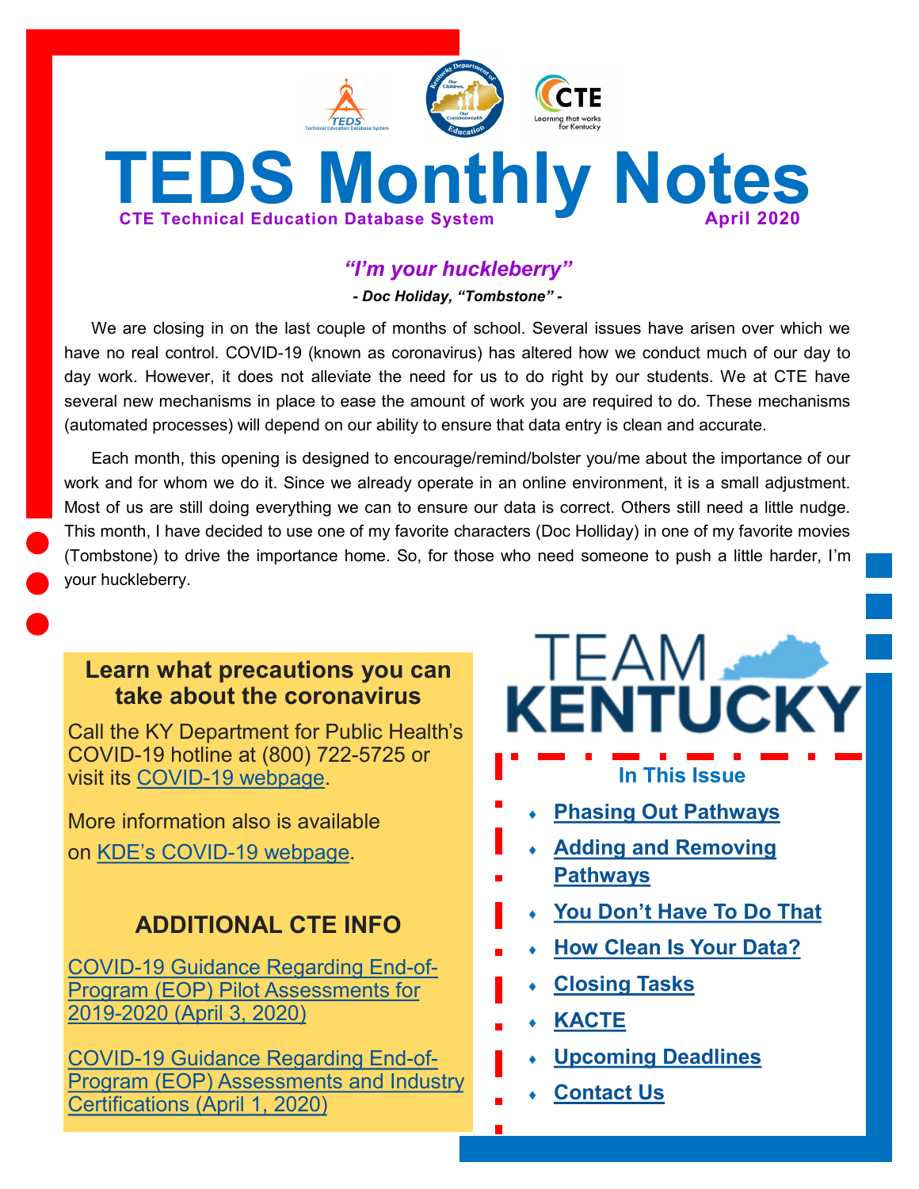# TEDS Monthly Notes

**CTE Technical Education Database System** **April 2020**

***"I'm your huckleberry"***

***- Doc Holiday, "Tombstone" -***

We are closing in on the last couple of months of school. Several issues have arisen over which we have no real control. COVID-19 (known as coronavirus) has altered how we conduct much of our day to day work. However, it does not alleviate the need for us to do right by our students. We at CTE have several new mechanisms in place to ease the amount of work you are required to do. These mechanisms (automated processes) will depend on our ability to ensure that data entry is clean and accurate.

Each month, this opening is designed to encourage/remind/bolster you/me about the importance of our work and for whom we do it. Since we already operate in an online environment, it is a small adjustment. Most of us are still doing everything we can to ensure our data is correct. Others still need a little nudge. This month, I have decided to use one of my favorite characters (Doc Holliday) in one of my favorite movies (Tombstone) to drive the importance home. So, for those who need someone to push a little harder, I'm your huckleberry.

## Learn what precautions you can take about the coronavirus

Call the KY Department for Public Health's COVID-19 hotline at (800) 722-5725 or visit its [COVID-19 webpage](#).

More information also is available on [KDE's COVID-19 webpage](#).

## ADDITIONAL CTE INFO

[COVID-19 Guidance Regarding End-of-Program (EOP) Pilot Assessments for 2019-2020 (April 3, 2020)](#)

[COVID-19 Guidance Regarding End-of-Program (EOP) Assessments and Industry Certifications (April 1, 2020)](#)

TEAM KENTUCKY

### In This Issue

- **Phasing Out Pathways**
- **Adding and Removing Pathways**
- **You Don't Have To Do That**
- **How Clean Is Your Data?**
- **Closing Tasks**
- **KACTE**
- **Upcoming Deadlines**
- **Contact Us**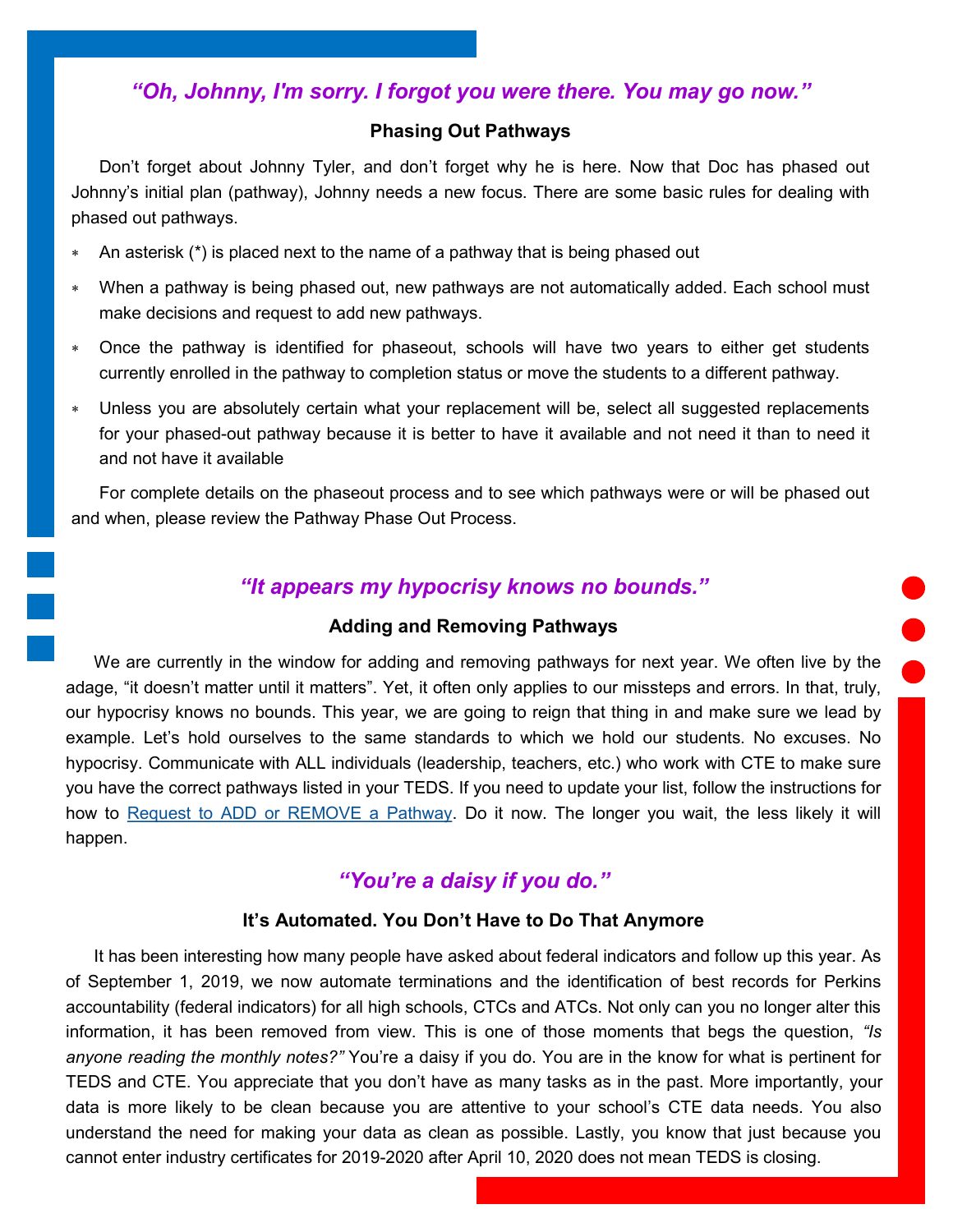### *“Oh, Johnny, I'm sorry. I forgot you were there. You may go now.”*

**Phasing Out Pathways**

Don’t forget about Johnny Tyler, and don’t forget why he is here. Now that Doc has phased out Johnny’s initial plan (pathway), Johnny needs a new focus. There are some basic rules for dealing with phased out pathways.

- An asterisk (*) is placed next to the name of a pathway that is being phased out
- When a pathway is being phased out, new pathways are not automatically added. Each school must make decisions and request to add new pathways.
- Once the pathway is identified for phaseout, schools will have two years to either get students currently enrolled in the pathway to completion status or move the students to a different pathway.
- Unless you are absolutely certain what your replacement will be, select all suggested replacements for your phased-out pathway because it is better to have it available and not need it than to need it and not have it available

For complete details on the phaseout process and to see which pathways were or will be phased out and when, please review the Pathway Phase Out Process.

### *“It appears my hypocrisy knows no bounds.”*

**Adding and Removing Pathways**

We are currently in the window for adding and removing pathways for next year. We often live by the adage, “it doesn’t matter until it matters”. Yet, it often only applies to our missteps and errors. In that, truly, our hypocrisy knows no bounds. This year, we are going to reign that thing in and make sure we lead by example. Let’s hold ourselves to the same standards to which we hold our students. No excuses. No hypocrisy. Communicate with ALL individuals (leadership, teachers, etc.) who work with CTE to make sure you have the correct pathways listed in your TEDS. If you need to update your list, follow the instructions for how to Request to ADD or REMOVE a Pathway. Do it now. The longer you wait, the less likely it will happen.

### *“You’re a daisy if you do.”*

**It’s Automated. You Don’t Have to Do That Anymore**

It has been interesting how many people have asked about federal indicators and follow up this year. As of September 1, 2019, we now automate terminations and the identification of best records for Perkins accountability (federal indicators) for all high schools, CTCs and ATCs. Not only can you no longer alter this information, it has been removed from view. This is one of those moments that begs the question, *“Is anyone reading the monthly notes?”* You’re a daisy if you do. You are in the know for what is pertinent for TEDS and CTE. You appreciate that you don’t have as many tasks as in the past. More importantly, your data is more likely to be clean because you are attentive to your school’s CTE data needs. You also understand the need for making your data as clean as possible. Lastly, you know that just because you cannot enter industry certificates for 2019-2020 after April 10, 2020 does not mean TEDS is closing.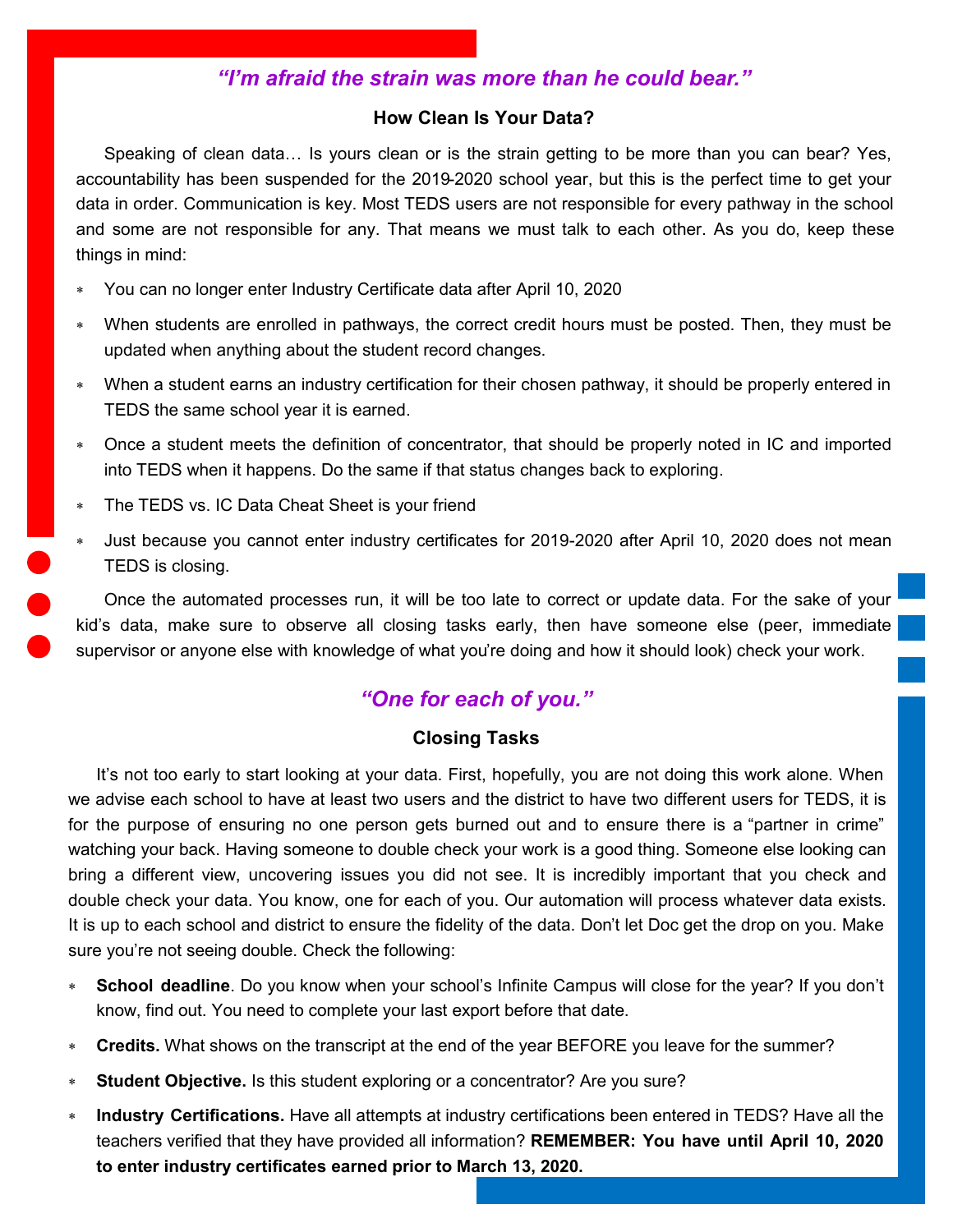## *"I'm afraid the strain was more than he could bear."*

### How Clean Is Your Data?

Speaking of clean data… Is yours clean or is the strain getting to be more than you can bear? Yes, accountability has been suspended for the 2019-2020 school year, but this is the perfect time to get your data in order. Communication is key. Most TEDS users are not responsible for every pathway in the school and some are not responsible for any. That means we must talk to each other. As you do, keep these things in mind:

- You can no longer enter Industry Certificate data after April 10, 2020
- When students are enrolled in pathways, the correct credit hours must be posted. Then, they must be updated when anything about the student record changes.
- When a student earns an industry certification for their chosen pathway, it should be properly entered in TEDS the same school year it is earned.
- Once a student meets the definition of concentrator, that should be properly noted in IC and imported into TEDS when it happens. Do the same if that status changes back to exploring.
- The TEDS vs. IC Data Cheat Sheet is your friend
- Just because you cannot enter industry certificates for 2019-2020 after April 10, 2020 does not mean TEDS is closing.

Once the automated processes run, it will be too late to correct or update data. For the sake of your kid's data, make sure to observe all closing tasks early, then have someone else (peer, immediate supervisor or anyone else with knowledge of what you're doing and how it should look) check your work.

## *"One for each of you."*

### Closing Tasks

It's not too early to start looking at your data. First, hopefully, you are not doing this work alone. When we advise each school to have at least two users and the district to have two different users for TEDS, it is for the purpose of ensuring no one person gets burned out and to ensure there is a "partner in crime" watching your back. Having someone to double check your work is a good thing. Someone else looking can bring a different view, uncovering issues you did not see. It is incredibly important that you check and double check your data. You know, one for each of you. Our automation will process whatever data exists. It is up to each school and district to ensure the fidelity of the data. Don't let Doc get the drop on you. Make sure you're not seeing double. Check the following:

- **School deadline**. Do you know when your school's Infinite Campus will close for the year? If you don't know, find out. You need to complete your last export before that date.
- **Credits.** What shows on the transcript at the end of the year BEFORE you leave for the summer?
- **Student Objective.** Is this student exploring or a concentrator? Are you sure?
- **Industry Certifications.** Have all attempts at industry certifications been entered in TEDS? Have all the teachers verified that they have provided all information? **REMEMBER: You have until April 10, 2020 to enter industry certificates earned prior to March 13, 2020.**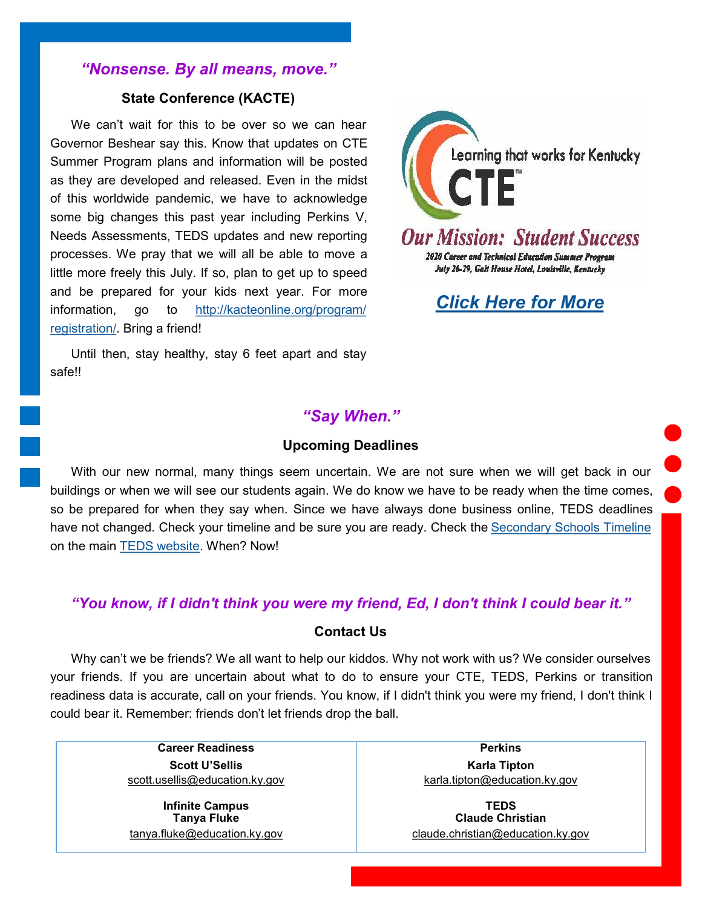### *"Nonsense. By all means, move."*

**State Conference (KACTE)**

We can't wait for this to be over so we can hear Governor Beshear say this. Know that updates on CTE Summer Program plans and information will be posted as they are developed and released. Even in the midst of this worldwide pandemic, we have to acknowledge some big changes this past year including Perkins V, Needs Assessments, TEDS updates and new reporting processes. We pray that we will all be able to move a little more freely this July. If so, plan to get up to speed and be prepared for your kids next year. For more information, go to http://kacteonline.org/program/registration/. Bring a friend!

Until then, stay healthy, stay 6 feet apart and stay safe!!

Learning that works for Kentucky CTE™

Our Mission: Student Success

2020 Career and Technical Education Summer Program
July 26-29, Galt House Hotel, Louisville, Kentucky

***Click Here for More***

### *"Say When."*

**Upcoming Deadlines**

With our new normal, many things seem uncertain. We are not sure when we will get back in our buildings or when we will see our students again. We do know we have to be ready when the time comes, so be prepared for when they say when. Since we have always done business online, TEDS deadlines have not changed. Check your timeline and be sure you are ready. Check the Secondary Schools Timeline on the main TEDS website. When? Now!

### *"You know, if I didn't think you were my friend, Ed, I don't think I could bear it."*

**Contact Us**

Why can't we be friends? We all want to help our kiddos. Why not work with us? We consider ourselves your friends. If you are uncertain about what to do to ensure your CTE, TEDS, Perkins or transition readiness data is accurate, call on your friends. You know, if I didn't think you were my friend, I don't think I could bear it. Remember: friends don't let friends drop the ball.

| | |
|---|---|
| **Career Readiness**<br>**Scott U'Sellis**<br>scott.usellis@education.ky.gov | **Perkins**<br>**Karla Tipton**<br>karla.tipton@education.ky.gov |
| **Infinite Campus**<br>**Tanya Fluke**<br>tanya.fluke@education.ky.gov | **TEDS**<br>**Claude Christian**<br>claude.christian@education.ky.gov |